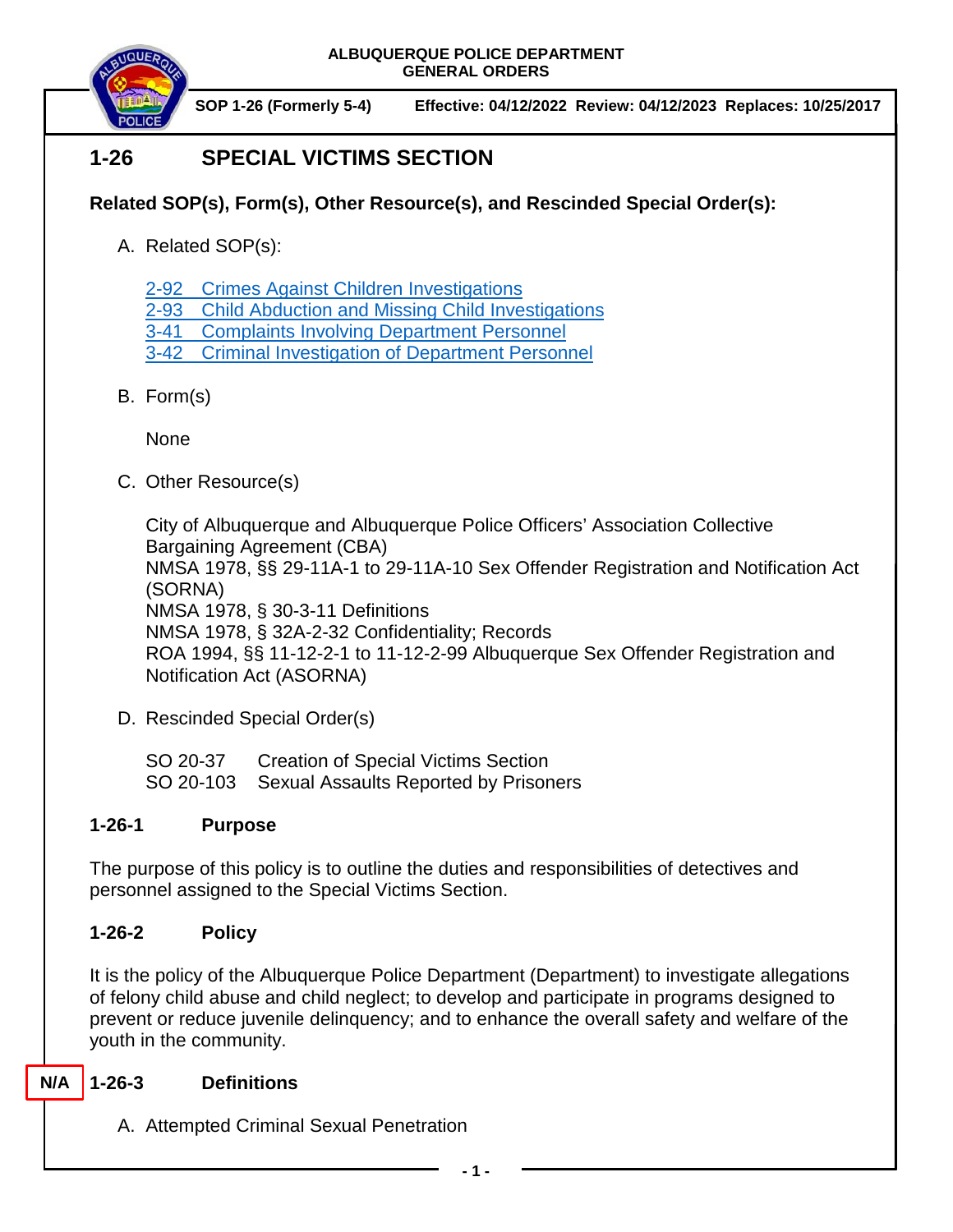ALBUQUERQUE POLICE DEPARTMENT
GENERAL ORDERS

SOP 1-26 (Formerly 5-4) Effective: 04/12/2022 Review: 04/12/2023 Replaces: 10/25/2017

# 1-26 SPECIAL VICTIMS SECTION

**Related SOP(s), Form(s), Other Resource(s), and Rescinded Special Order(s):**

A. Related SOP(s):

   2-92 Crimes Against Children Investigations
   2-93 Child Abduction and Missing Child Investigations
   3-41 Complaints Involving Department Personnel
   3-42 Criminal Investigation of Department Personnel

B. Form(s)

   None

C. Other Resource(s)

   City of Albuquerque and Albuquerque Police Officers' Association Collective Bargaining Agreement (CBA)
   NMSA 1978, §§ 29-11A-1 to 29-11A-10 Sex Offender Registration and Notification Act (SORNA)
   NMSA 1978, § 30-3-11 Definitions
   NMSA 1978, § 32A-2-32 Confidentiality; Records
   ROA 1994, §§ 11-12-2-1 to 11-12-2-99 Albuquerque Sex Offender Registration and Notification Act (ASORNA)

D. Rescinded Special Order(s)

   SO 20-37 Creation of Special Victims Section
   SO 20-103 Sexual Assaults Reported by Prisoners

## 1-26-1 Purpose

The purpose of this policy is to outline the duties and responsibilities of detectives and personnel assigned to the Special Victims Section.

## 1-26-2 Policy

It is the policy of the Albuquerque Police Department (Department) to investigate allegations of felony child abuse and child neglect; to develop and participate in programs designed to prevent or reduce juvenile delinquency; and to enhance the overall safety and welfare of the youth in the community.

## N/A 1-26-3 Definitions

A. Attempted Criminal Sexual Penetration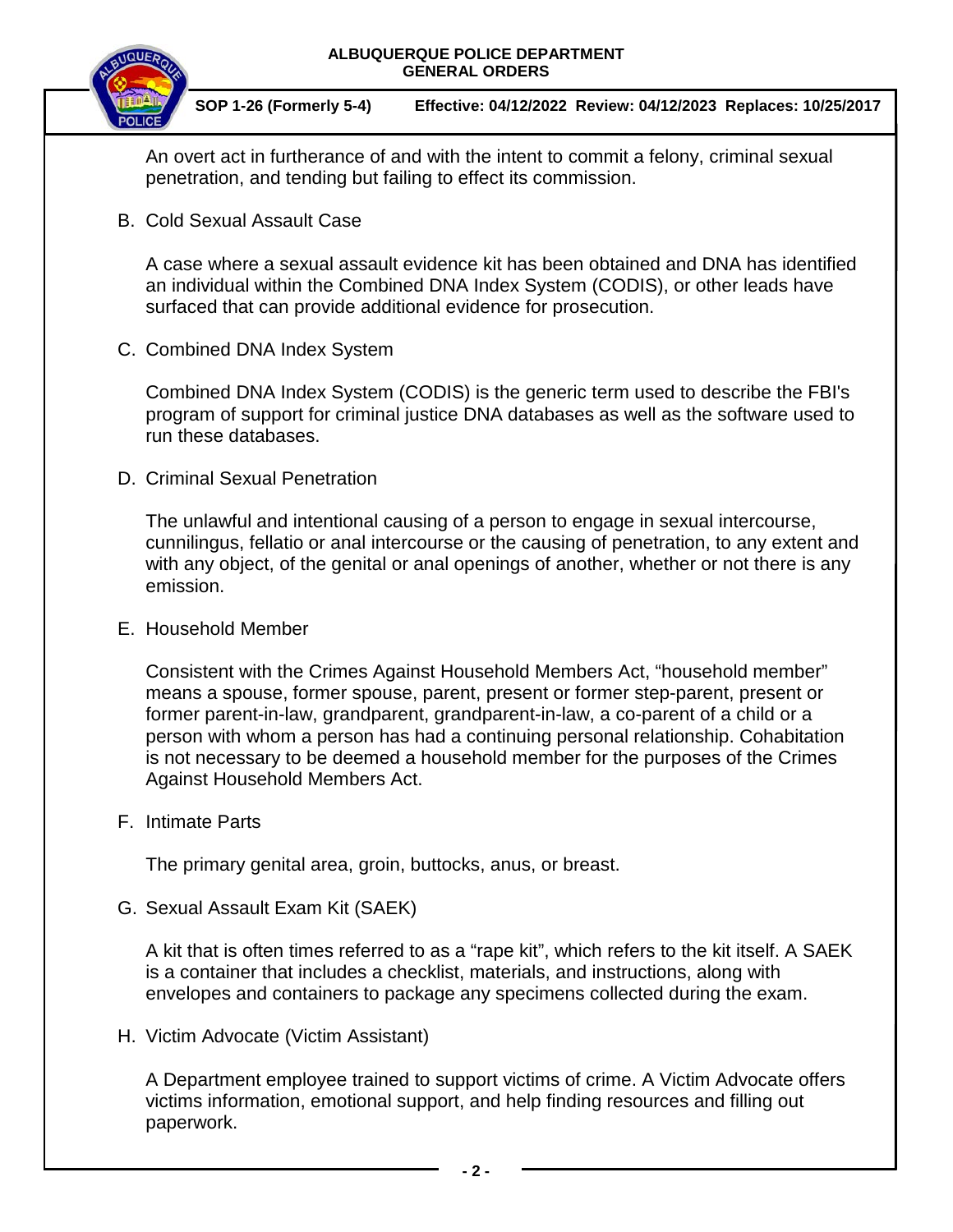An overt act in furtherance of and with the intent to commit a felony, criminal sexual penetration, and tending but failing to effect its commission.

B. Cold Sexual Assault Case

A case where a sexual assault evidence kit has been obtained and DNA has identified an individual within the Combined DNA Index System (CODIS), or other leads have surfaced that can provide additional evidence for prosecution.

C. Combined DNA Index System

Combined DNA Index System (CODIS) is the generic term used to describe the FBI's program of support for criminal justice DNA databases as well as the software used to run these databases.

D. Criminal Sexual Penetration

The unlawful and intentional causing of a person to engage in sexual intercourse, cunnilingus, fellatio or anal intercourse or the causing of penetration, to any extent and with any object, of the genital or anal openings of another, whether or not there is any emission.

E. Household Member

Consistent with the Crimes Against Household Members Act, "household member" means a spouse, former spouse, parent, present or former step-parent, present or former parent-in-law, grandparent, grandparent-in-law, a co-parent of a child or a person with whom a person has had a continuing personal relationship. Cohabitation is not necessary to be deemed a household member for the purposes of the Crimes Against Household Members Act.

F. Intimate Parts

The primary genital area, groin, buttocks, anus, or breast.

G. Sexual Assault Exam Kit (SAEK)

A kit that is often times referred to as a "rape kit", which refers to the kit itself. A SAEK is a container that includes a checklist, materials, and instructions, along with envelopes and containers to package any specimens collected during the exam.

H. Victim Advocate (Victim Assistant)

A Department employee trained to support victims of crime. A Victim Advocate offers victims information, emotional support, and help finding resources and filling out paperwork.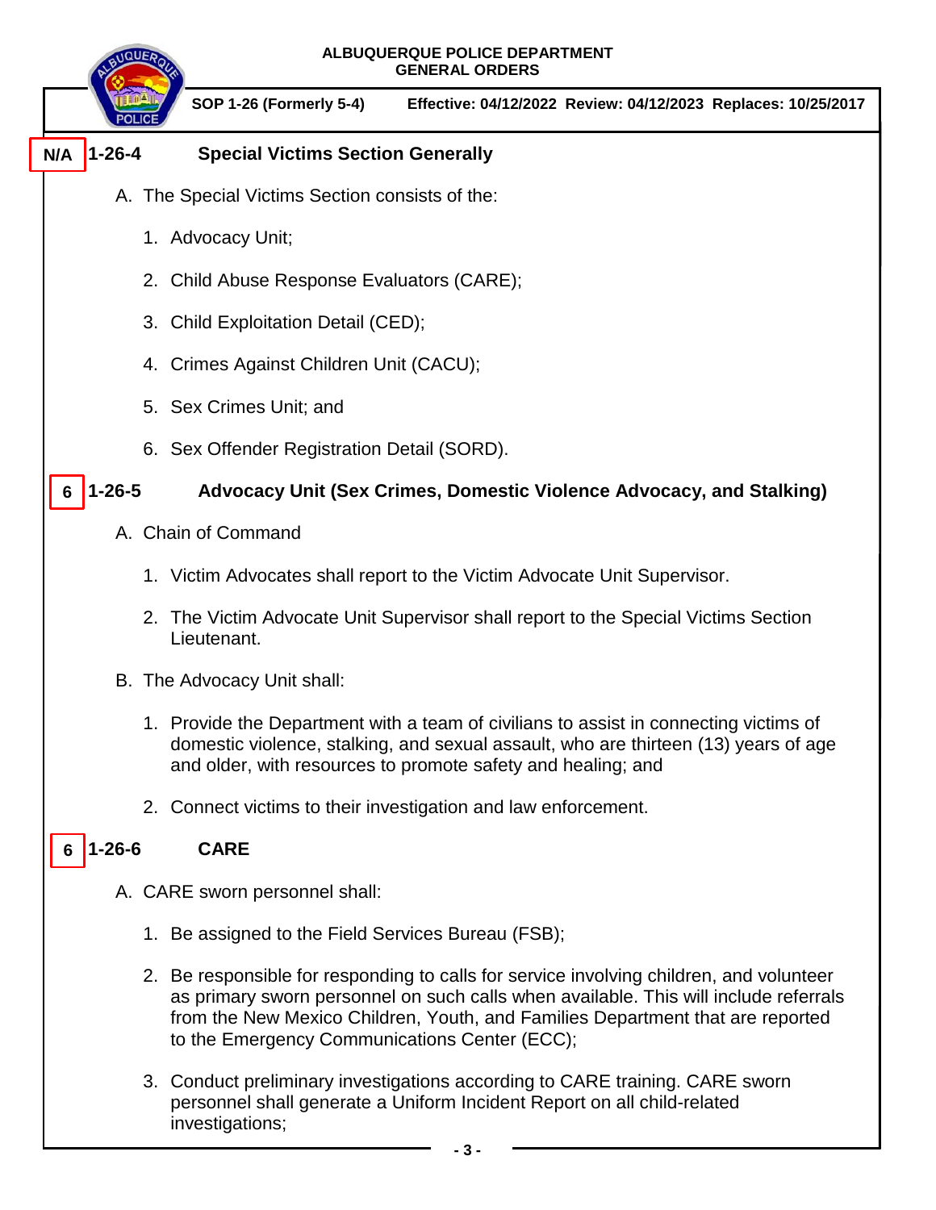N/A **1-26-4 Special Victims Section Generally**

A. The Special Victims Section consists of the:

1. Advocacy Unit;
2. Child Abuse Response Evaluators (CARE);
3. Child Exploitation Detail (CED);
4. Crimes Against Children Unit (CACU);
5. Sex Crimes Unit; and
6. Sex Offender Registration Detail (SORD).

6 **1-26-5 Advocacy Unit (Sex Crimes, Domestic Violence Advocacy, and Stalking)**

A. Chain of Command

1. Victim Advocates shall report to the Victim Advocate Unit Supervisor.
2. The Victim Advocate Unit Supervisor shall report to the Special Victims Section Lieutenant.

B. The Advocacy Unit shall:

1. Provide the Department with a team of civilians to assist in connecting victims of domestic violence, stalking, and sexual assault, who are thirteen (13) years of age and older, with resources to promote safety and healing; and
2. Connect victims to their investigation and law enforcement.

6 **1-26-6 CARE**

A. CARE sworn personnel shall:

1. Be assigned to the Field Services Bureau (FSB);
2. Be responsible for responding to calls for service involving children, and volunteer as primary sworn personnel on such calls when available. This will include referrals from the New Mexico Children, Youth, and Families Department that are reported to the Emergency Communications Center (ECC);
3. Conduct preliminary investigations according to CARE training. CARE sworn personnel shall generate a Uniform Incident Report on all child-related investigations;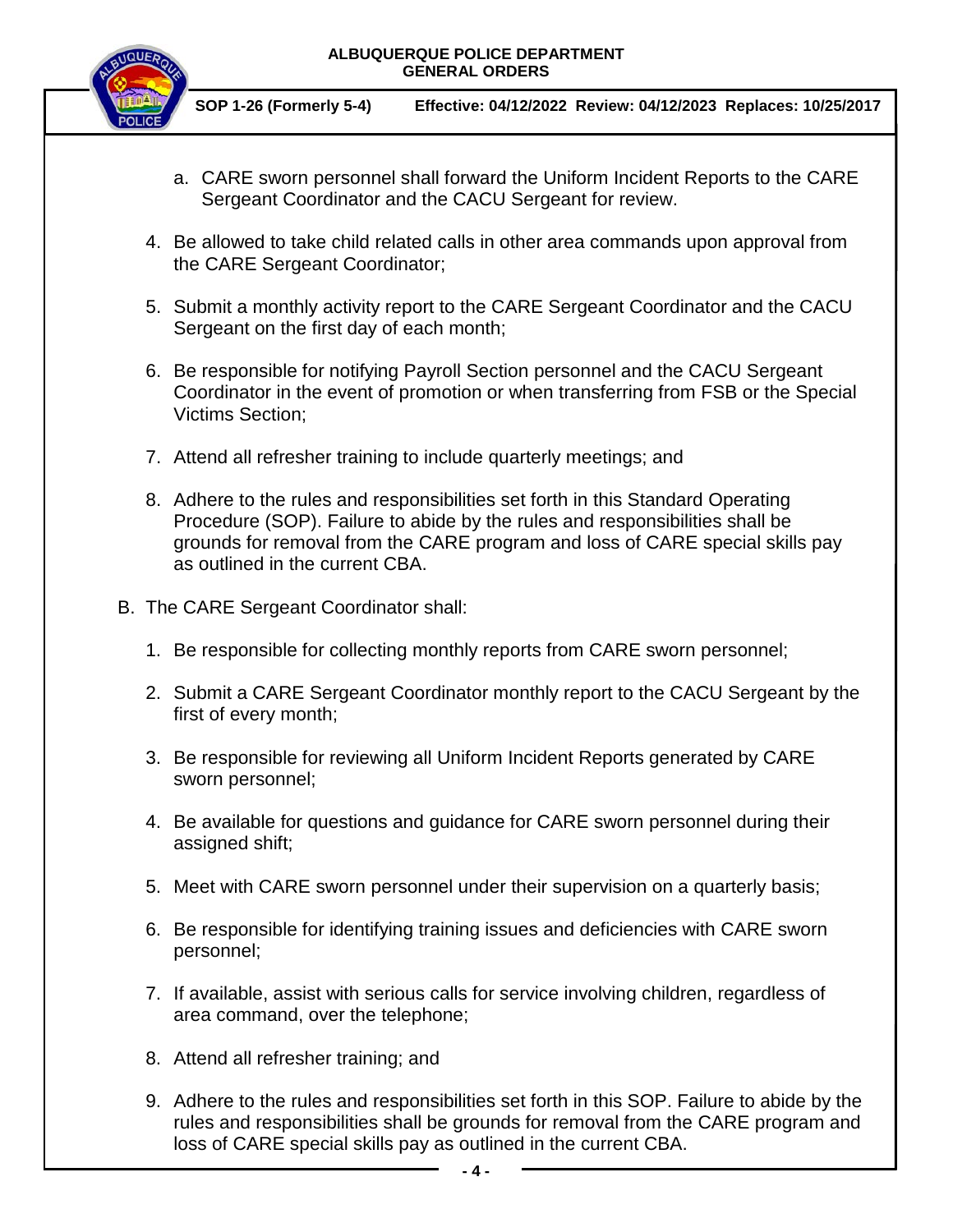a. CARE sworn personnel shall forward the Uniform Incident Reports to the CARE Sergeant Coordinator and the CACU Sergeant for review.

4. Be allowed to take child related calls in other area commands upon approval from the CARE Sergeant Coordinator;

5. Submit a monthly activity report to the CARE Sergeant Coordinator and the CACU Sergeant on the first day of each month;

6. Be responsible for notifying Payroll Section personnel and the CACU Sergeant Coordinator in the event of promotion or when transferring from FSB or the Special Victims Section;

7. Attend all refresher training to include quarterly meetings; and

8. Adhere to the rules and responsibilities set forth in this Standard Operating Procedure (SOP). Failure to abide by the rules and responsibilities shall be grounds for removal from the CARE program and loss of CARE special skills pay as outlined in the current CBA.

B. The CARE Sergeant Coordinator shall:

1. Be responsible for collecting monthly reports from CARE sworn personnel;

2. Submit a CARE Sergeant Coordinator monthly report to the CACU Sergeant by the first of every month;

3. Be responsible for reviewing all Uniform Incident Reports generated by CARE sworn personnel;

4. Be available for questions and guidance for CARE sworn personnel during their assigned shift;

5. Meet with CARE sworn personnel under their supervision on a quarterly basis;

6. Be responsible for identifying training issues and deficiencies with CARE sworn personnel;

7. If available, assist with serious calls for service involving children, regardless of area command, over the telephone;

8. Attend all refresher training; and

9. Adhere to the rules and responsibilities set forth in this SOP. Failure to abide by the rules and responsibilities shall be grounds for removal from the CARE program and loss of CARE special skills pay as outlined in the current CBA.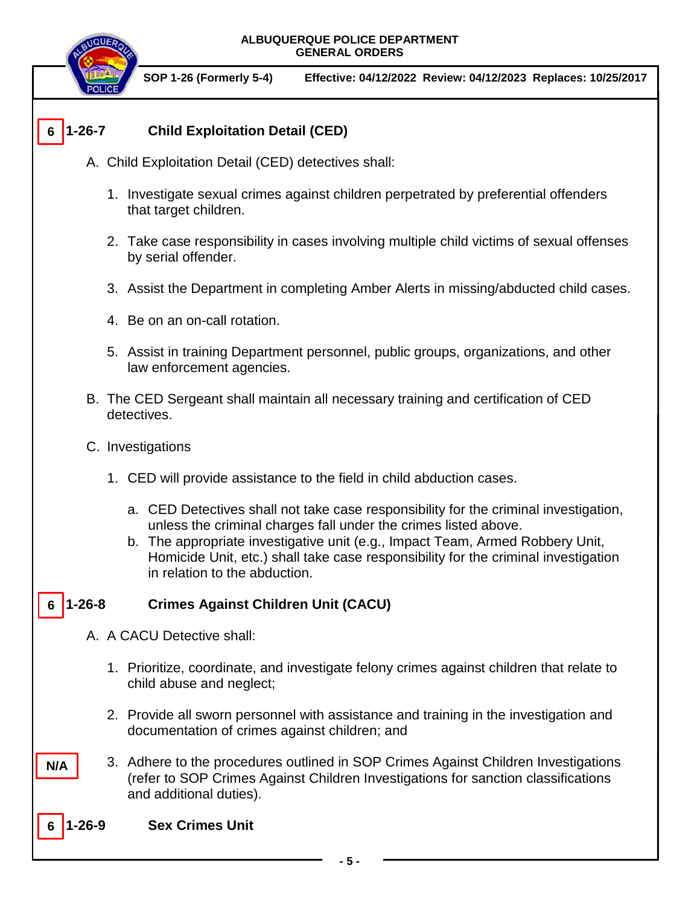## 6 1-26-7 Child Exploitation Detail (CED)

A. Child Exploitation Detail (CED) detectives shall:

1. Investigate sexual crimes against children perpetrated by preferential offenders that target children.

2. Take case responsibility in cases involving multiple child victims of sexual offenses by serial offender.

3. Assist the Department in completing Amber Alerts in missing/abducted child cases.

4. Be on an on-call rotation.

5. Assist in training Department personnel, public groups, organizations, and other law enforcement agencies.

B. The CED Sergeant shall maintain all necessary training and certification of CED detectives.

C. Investigations

1. CED will provide assistance to the field in child abduction cases.

   a. CED Detectives shall not take case responsibility for the criminal investigation, unless the criminal charges fall under the crimes listed above.
   b. The appropriate investigative unit (e.g., Impact Team, Armed Robbery Unit, Homicide Unit, etc.) shall take case responsibility for the criminal investigation in relation to the abduction.

## 6 1-26-8 Crimes Against Children Unit (CACU)

A. A CACU Detective shall:

1. Prioritize, coordinate, and investigate felony crimes against children that relate to child abuse and neglect;

2. Provide all sworn personnel with assistance and training in the investigation and documentation of crimes against children; and

N/A

3. Adhere to the procedures outlined in SOP Crimes Against Children Investigations (refer to SOP Crimes Against Children Investigations for sanction classifications and additional duties).

## 6 1-26-9 Sex Crimes Unit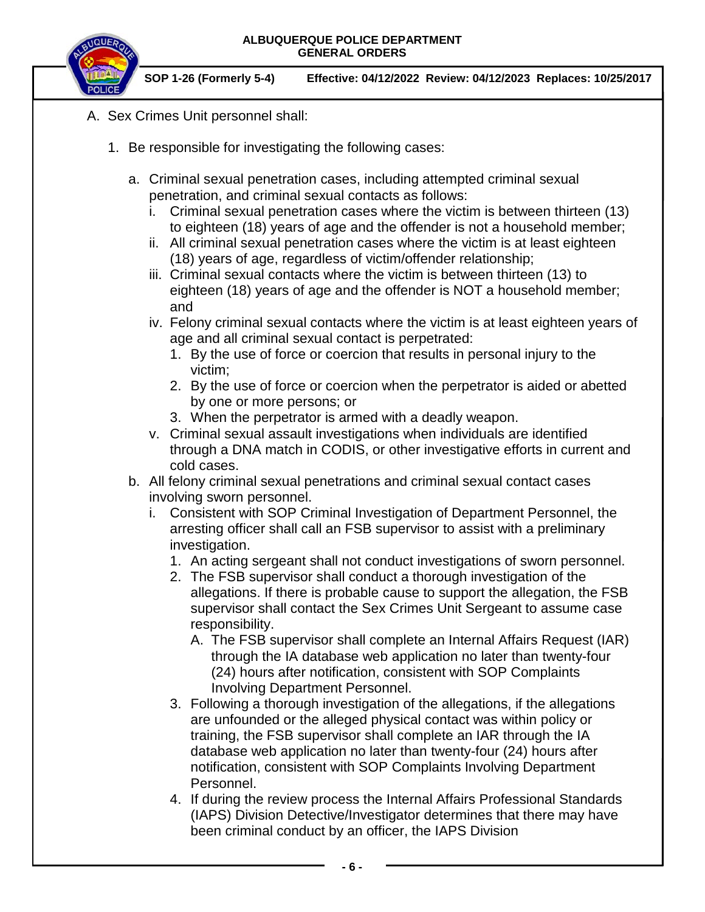A. Sex Crimes Unit personnel shall:

  1. Be responsible for investigating the following cases:

     a. Criminal sexual penetration cases, including attempted criminal sexual penetration, and criminal sexual contacts as follows:
        - i. Criminal sexual penetration cases where the victim is between thirteen (13) to eighteen (18) years of age and the offender is not a household member;
        - ii. All criminal sexual penetration cases where the victim is at least eighteen (18) years of age, regardless of victim/offender relationship;
        - iii. Criminal sexual contacts where the victim is between thirteen (13) to eighteen (18) years of age and the offender is NOT a household member; and
        - iv. Felony criminal sexual contacts where the victim is at least eighteen years of age and all criminal sexual contact is perpetrated:
          1. By the use of force or coercion that results in personal injury to the victim;
          2. By the use of force or coercion when the perpetrator is aided or abetted by one or more persons; or
          3. When the perpetrator is armed with a deadly weapon.
        - v. Criminal sexual assault investigations when individuals are identified through a DNA match in CODIS, or other investigative efforts in current and cold cases.

     b. All felony criminal sexual penetrations and criminal sexual contact cases involving sworn personnel.
        - i. Consistent with SOP Criminal Investigation of Department Personnel, the arresting officer shall call an FSB supervisor to assist with a preliminary investigation.
          1. An acting sergeant shall not conduct investigations of sworn personnel.
          2. The FSB supervisor shall conduct a thorough investigation of the allegations. If there is probable cause to support the allegation, the FSB supervisor shall contact the Sex Crimes Unit Sergeant to assume case responsibility.
             - A. The FSB supervisor shall complete an Internal Affairs Request (IAR) through the IA database web application no later than twenty-four (24) hours after notification, consistent with SOP Complaints Involving Department Personnel.
          3. Following a thorough investigation of the allegations, if the allegations are unfounded or the alleged physical contact was within policy or training, the FSB supervisor shall complete an IAR through the IA database web application no later than twenty-four (24) hours after notification, consistent with SOP Complaints Involving Department Personnel.
          4. If during the review process the Internal Affairs Professional Standards (IAPS) Division Detective/Investigator determines that there may have been criminal conduct by an officer, the IAPS Division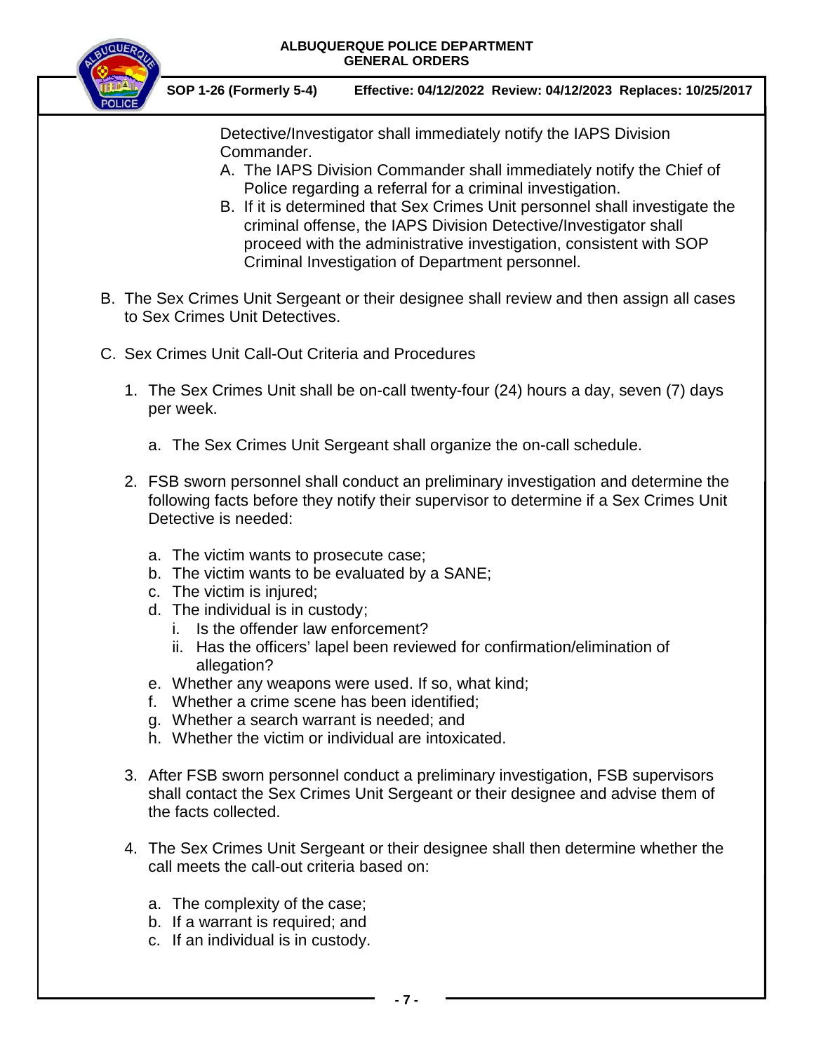Detective/Investigator shall immediately notify the IAPS Division Commander.

A. The IAPS Division Commander shall immediately notify the Chief of Police regarding a referral for a criminal investigation.

B. If it is determined that Sex Crimes Unit personnel shall investigate the criminal offense, the IAPS Division Detective/Investigator shall proceed with the administrative investigation, consistent with SOP Criminal Investigation of Department personnel.

B. The Sex Crimes Unit Sergeant or their designee shall review and then assign all cases to Sex Crimes Unit Detectives.

C. Sex Crimes Unit Call-Out Criteria and Procedures

1. The Sex Crimes Unit shall be on-call twenty-four (24) hours a day, seven (7) days per week.

   a. The Sex Crimes Unit Sergeant shall organize the on-call schedule.

2. FSB sworn personnel shall conduct an preliminary investigation and determine the following facts before they notify their supervisor to determine if a Sex Crimes Unit Detective is needed:

   a. The victim wants to prosecute case;
   b. The victim wants to be evaluated by a SANE;
   c. The victim is injured;
   d. The individual is in custody;
      i. Is the offender law enforcement?
      ii. Has the officers' lapel been reviewed for confirmation/elimination of allegation?
   e. Whether any weapons were used. If so, what kind;
   f. Whether a crime scene has been identified;
   g. Whether a search warrant is needed; and
   h. Whether the victim or individual are intoxicated.

3. After FSB sworn personnel conduct a preliminary investigation, FSB supervisors shall contact the Sex Crimes Unit Sergeant or their designee and advise them of the facts collected.

4. The Sex Crimes Unit Sergeant or their designee shall then determine whether the call meets the call-out criteria based on:

   a. The complexity of the case;
   b. If a warrant is required; and
   c. If an individual is in custody.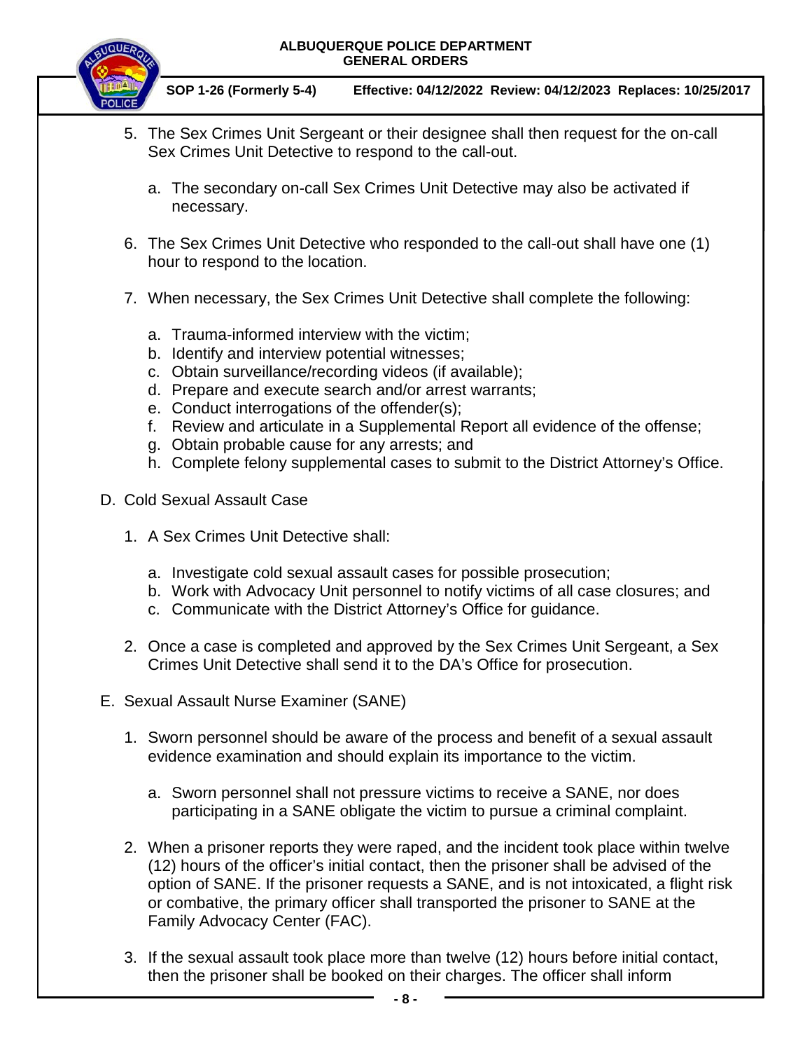5. The Sex Crimes Unit Sergeant or their designee shall then request for the on-call Sex Crimes Unit Detective to respond to the call-out.

   a. The secondary on-call Sex Crimes Unit Detective may also be activated if necessary.

6. The Sex Crimes Unit Detective who responded to the call-out shall have one (1) hour to respond to the location.

7. When necessary, the Sex Crimes Unit Detective shall complete the following:

   a. Trauma-informed interview with the victim;
   b. Identify and interview potential witnesses;
   c. Obtain surveillance/recording videos (if available);
   d. Prepare and execute search and/or arrest warrants;
   e. Conduct interrogations of the offender(s);
   f. Review and articulate in a Supplemental Report all evidence of the offense;
   g. Obtain probable cause for any arrests; and
   h. Complete felony supplemental cases to submit to the District Attorney's Office.

D. Cold Sexual Assault Case

1. A Sex Crimes Unit Detective shall:

   a. Investigate cold sexual assault cases for possible prosecution;
   b. Work with Advocacy Unit personnel to notify victims of all case closures; and
   c. Communicate with the District Attorney's Office for guidance.

2. Once a case is completed and approved by the Sex Crimes Unit Sergeant, a Sex Crimes Unit Detective shall send it to the DA's Office for prosecution.

E. Sexual Assault Nurse Examiner (SANE)

1. Sworn personnel should be aware of the process and benefit of a sexual assault evidence examination and should explain its importance to the victim.

   a. Sworn personnel shall not pressure victims to receive a SANE, nor does participating in a SANE obligate the victim to pursue a criminal complaint.

2. When a prisoner reports they were raped, and the incident took place within twelve (12) hours of the officer's initial contact, then the prisoner shall be advised of the option of SANE. If the prisoner requests a SANE, and is not intoxicated, a flight risk or combative, the primary officer shall transported the prisoner to SANE at the Family Advocacy Center (FAC).

3. If the sexual assault took place more than twelve (12) hours before initial contact, then the prisoner shall be booked on their charges. The officer shall inform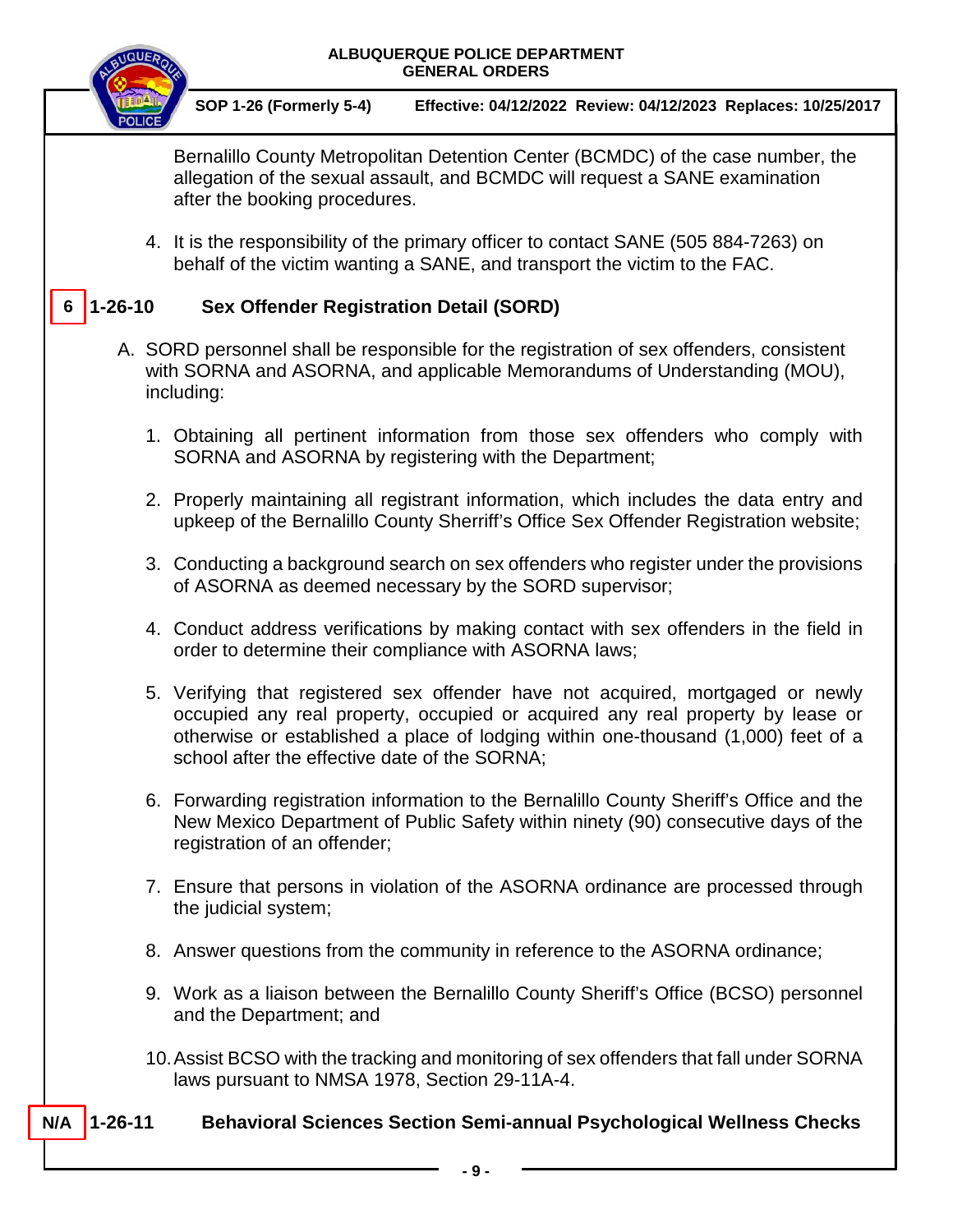Bernalillo County Metropolitan Detention Center (BCMDC) of the case number, the allegation of the sexual assault, and BCMDC will request a SANE examination after the booking procedures.

4. It is the responsibility of the primary officer to contact SANE (505 884-7263) on behalf of the victim wanting a SANE, and transport the victim to the FAC.

## 6 1-26-10 Sex Offender Registration Detail (SORD)

A. SORD personnel shall be responsible for the registration of sex offenders, consistent with SORNA and ASORNA, and applicable Memorandums of Understanding (MOU), including:

1. Obtaining all pertinent information from those sex offenders who comply with SORNA and ASORNA by registering with the Department;

2. Properly maintaining all registrant information, which includes the data entry and upkeep of the Bernalillo County Sherriff's Office Sex Offender Registration website;

3. Conducting a background search on sex offenders who register under the provisions of ASORNA as deemed necessary by the SORD supervisor;

4. Conduct address verifications by making contact with sex offenders in the field in order to determine their compliance with ASORNA laws;

5. Verifying that registered sex offender have not acquired, mortgaged or newly occupied any real property, occupied or acquired any real property by lease or otherwise or established a place of lodging within one-thousand (1,000) feet of a school after the effective date of the SORNA;

6. Forwarding registration information to the Bernalillo County Sheriff's Office and the New Mexico Department of Public Safety within ninety (90) consecutive days of the registration of an offender;

7. Ensure that persons in violation of the ASORNA ordinance are processed through the judicial system;

8. Answer questions from the community in reference to the ASORNA ordinance;

9. Work as a liaison between the Bernalillo County Sheriff's Office (BCSO) personnel and the Department; and

10. Assist BCSO with the tracking and monitoring of sex offenders that fall under SORNA laws pursuant to NMSA 1978, Section 29-11A-4.

## N/A 1-26-11 Behavioral Sciences Section Semi-annual Psychological Wellness Checks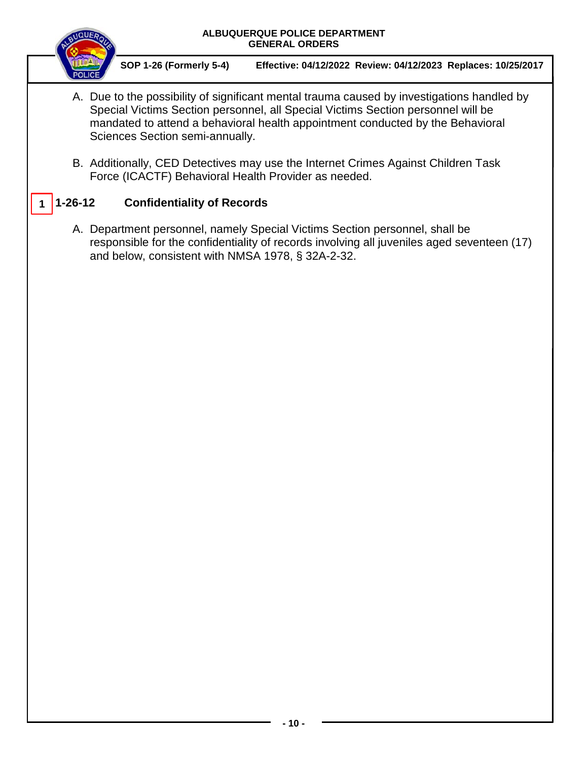A. Due to the possibility of significant mental trauma caused by investigations handled by Special Victims Section personnel, all Special Victims Section personnel will be mandated to attend a behavioral health appointment conducted by the Behavioral Sciences Section semi-annually.

B. Additionally, CED Detectives may use the Internet Crimes Against Children Task Force (ICACTF) Behavioral Health Provider as needed.

## 1 1-26-12 Confidentiality of Records

A. Department personnel, namely Special Victims Section personnel, shall be responsible for the confidentiality of records involving all juveniles aged seventeen (17) and below, consistent with NMSA 1978, § 32A-2-32.